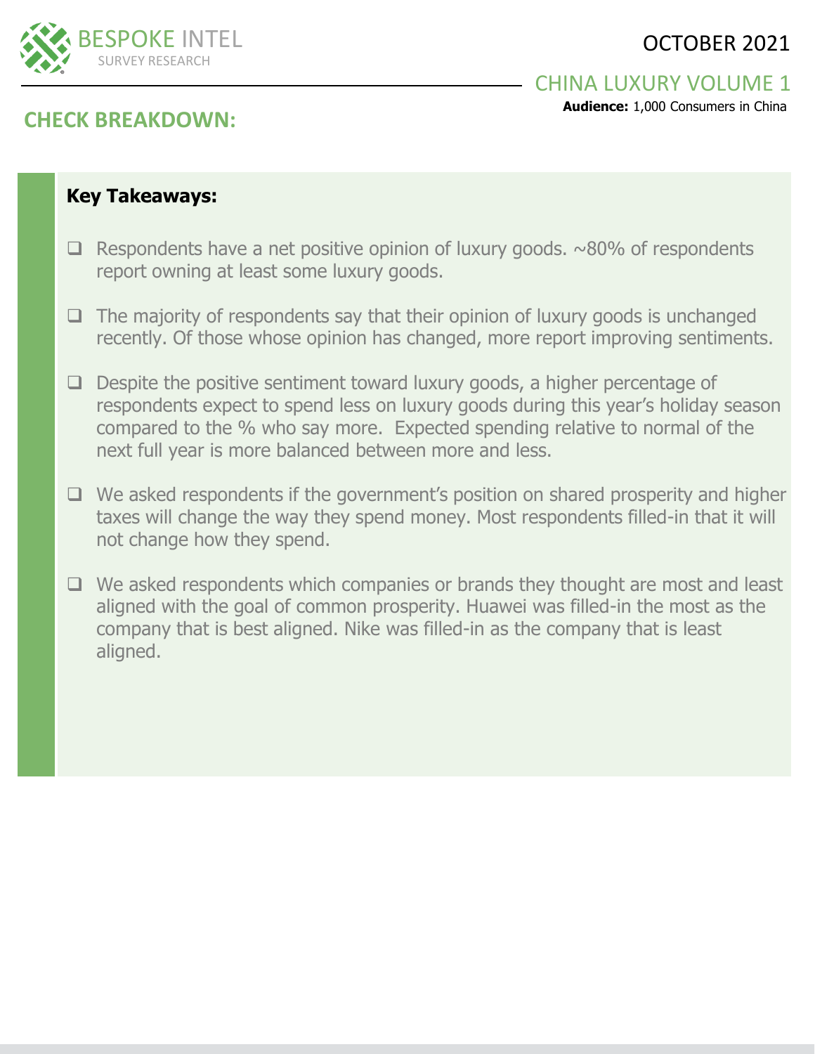BESPOKE INTEL
SURVEY RESEARCH

OCTOBER 2021

CHINA LUXURY VOLUME 1

**Audience:** 1,000 Consumers in China

## CHECK BREAKDOWN:

**Key Takeaways:**

- Respondents have a net positive opinion of luxury goods. ~80% of respondents report owning at least some luxury goods.
- The majority of respondents say that their opinion of luxury goods is unchanged recently. Of those whose opinion has changed, more report improving sentiments.
- Despite the positive sentiment toward luxury goods, a higher percentage of respondents expect to spend less on luxury goods during this year's holiday season compared to the % who say more. Expected spending relative to normal of the next full year is more balanced between more and less.
- We asked respondents if the government's position on shared prosperity and higher taxes will change the way they spend money. Most respondents filled-in that it will not change how they spend.
- We asked respondents which companies or brands they thought are most and least aligned with the goal of common prosperity. Huawei was filled-in the most as the company that is best aligned. Nike was filled-in as the company that is least aligned.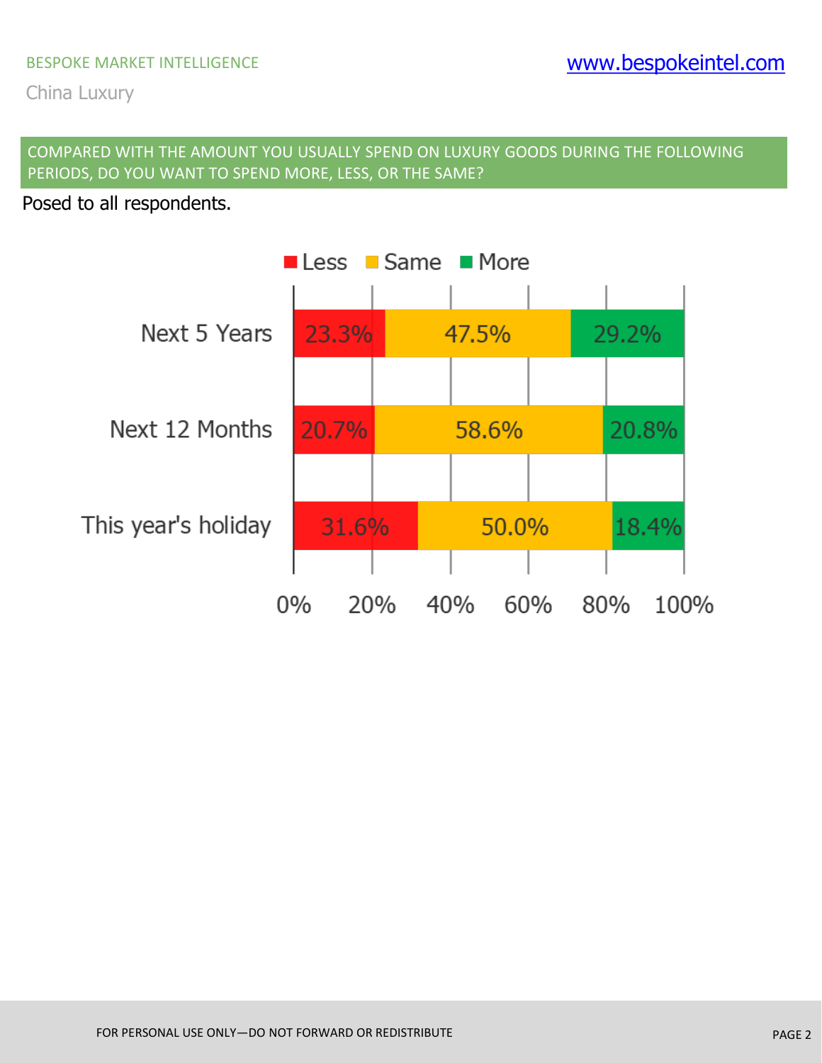## COMPARED WITH THE AMOUNT YOU USUALLY SPEND ON LUXURY GOODS DURING THE FOLLOWING PERIODS, DO YOU WANT TO SPEND MORE, LESS, OR THE SAME?

Posed to all respondents.

Less Same More

Next 5 Years
23.3%
47.5%
29.2%

Next 12 Months
20.7%
58.6%
20.8%

This year's holiday
31.6%
50.0%
18.4%

0% 20% 40% 60% 80% 100%

FOR PERSONAL USE ONLY—DO NOT FORWARD OR REDISTRIBUTE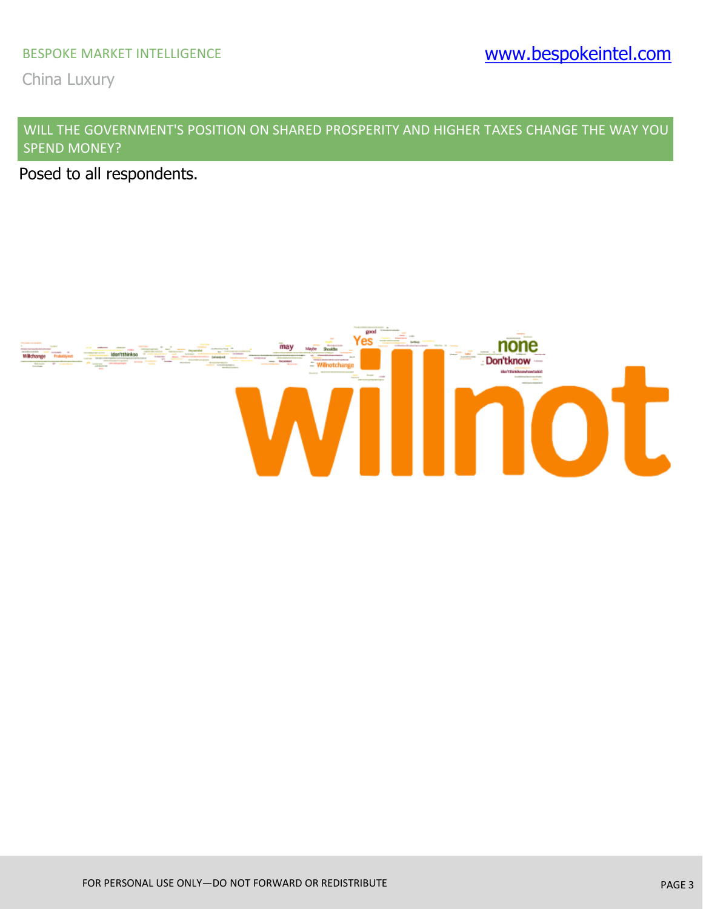## WILL THE GOVERNMENT'S POSITION ON SHARED PROSPERITY AND HIGHER TAXES CHANGE THE WAY YOU SPEND MONEY?

Posed to all respondents.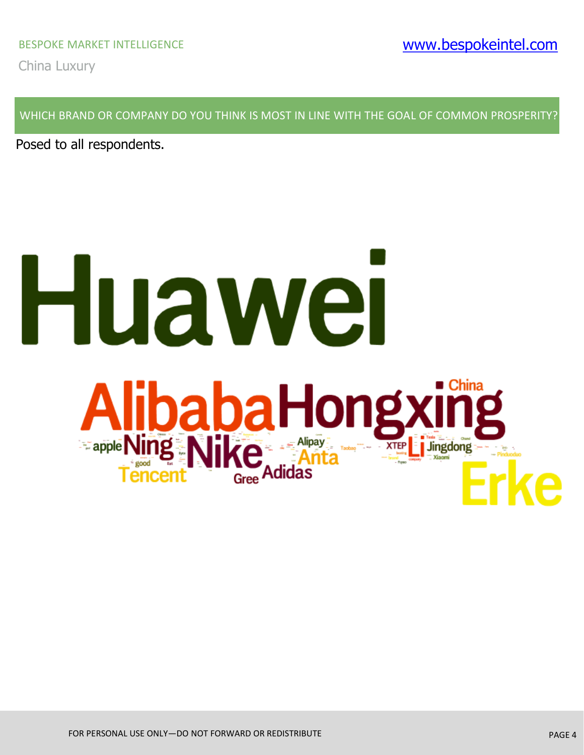## WHICH BRAND OR COMPANY DO YOU THINK IS MOST IN LINE WITH THE GOAL OF COMMON PROSPERITY?

Posed to all respondents.

Huawei
Alibaba Hongxing China
apple Ning Nike Alipay Anta XTEP Li Jingdong
Tencent good Gree Adidas Taobao Xiaomi Tesla Pinduoduo
Erke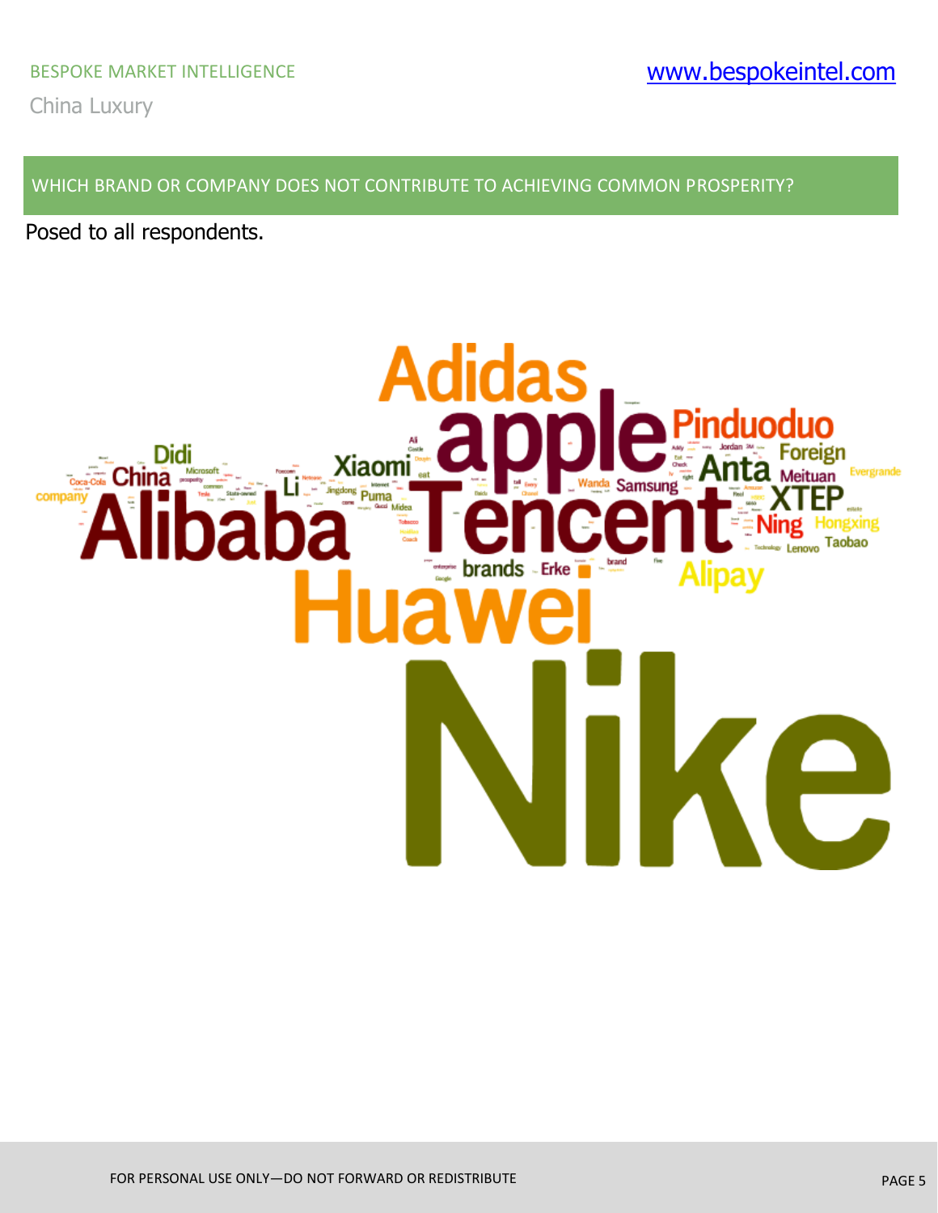## WHICH BRAND OR COMPANY DOES NOT CONTRIBUTE TO ACHIEVING COMMON PROSPERITY?

Posed to all respondents.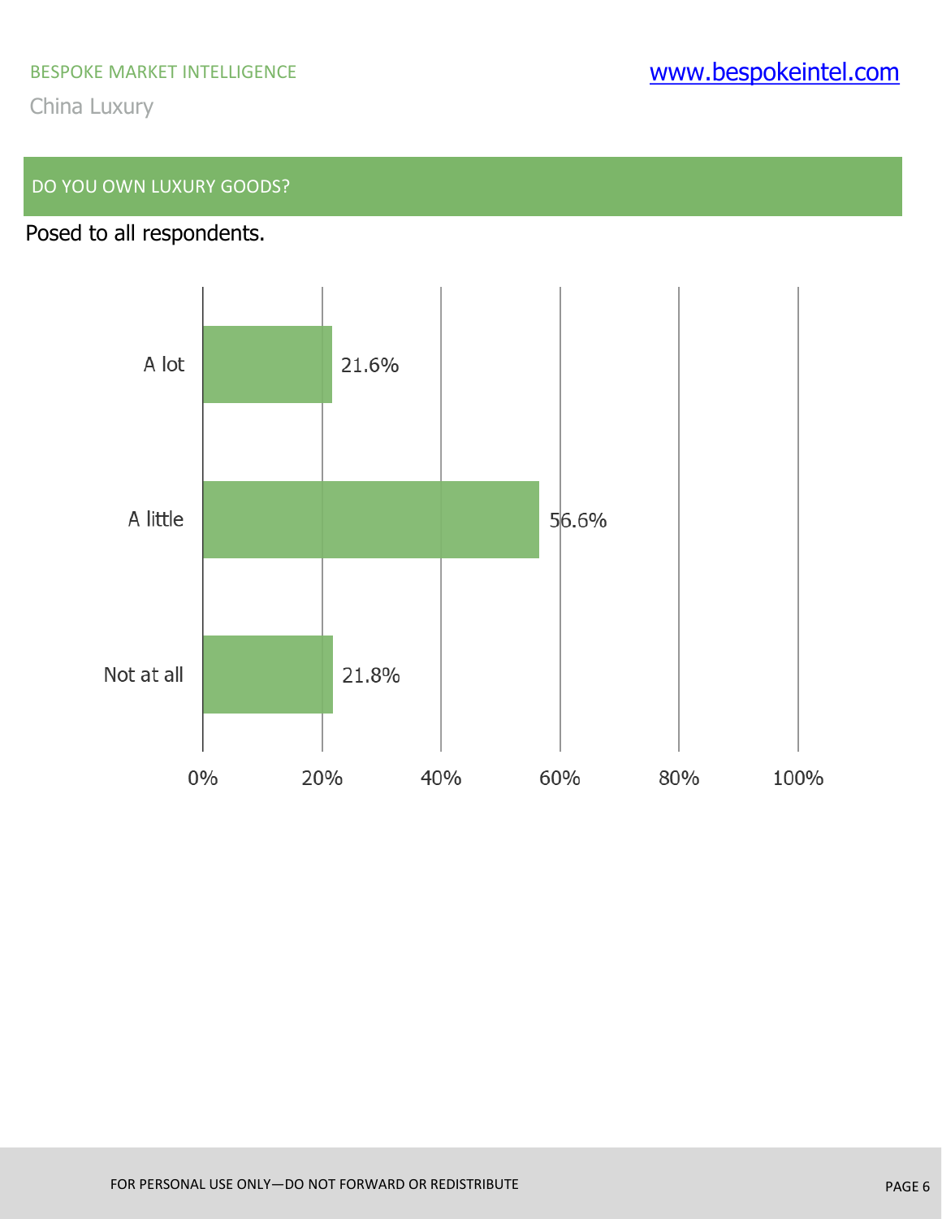## DO YOU OWN LUXURY GOODS?

Posed to all respondents.

A lot
21.6%

A little
56.6%

Not at all
21.8%

0%
20%
40%
60%
80%
100%

FOR PERSONAL USE ONLY—DO NOT FORWARD OR REDISTRIBUTE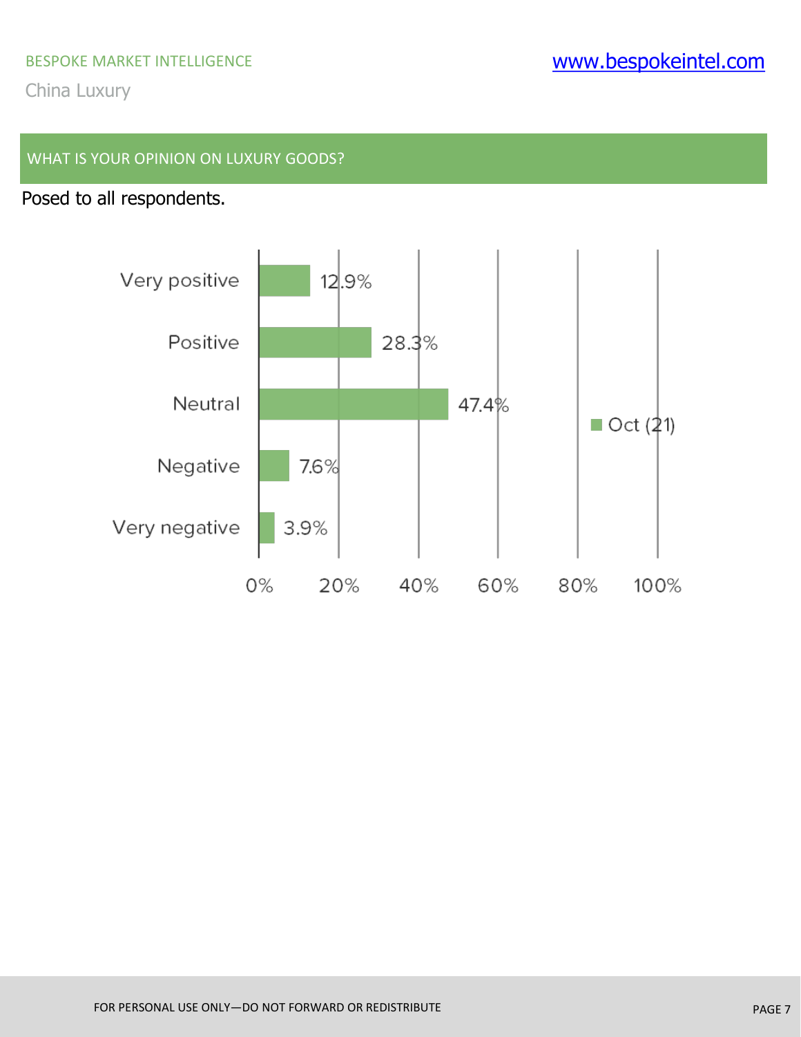## WHAT IS YOUR OPINION ON LUXURY GOODS?

Posed to all respondents.

Very positive
12.9%
Positive
28.3%
Neutral
47.4%
Negative
7.6%
Very negative
3.9%

0%
20%
40%
60%
80%
100%

Oct (21)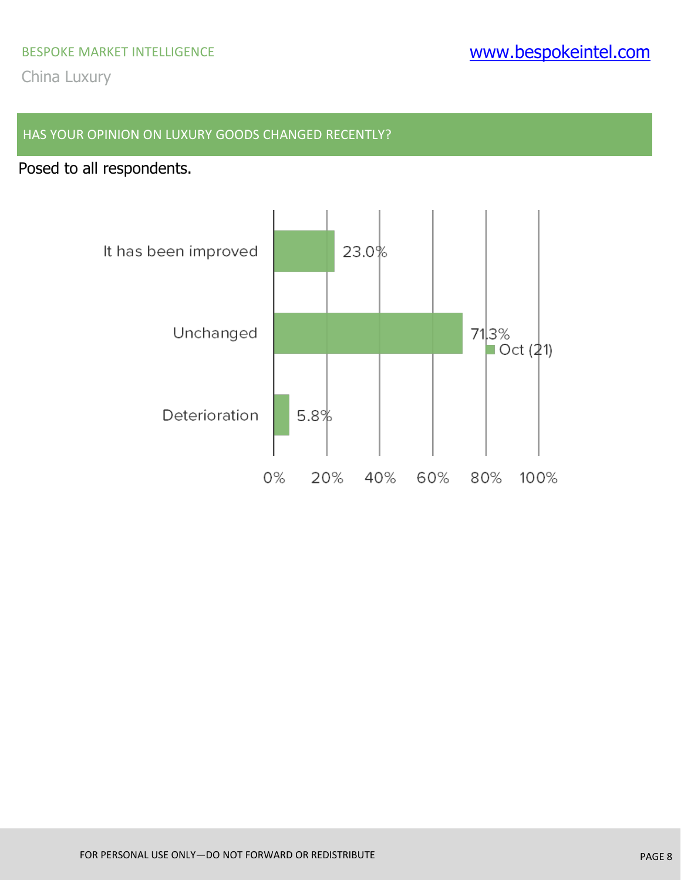## HAS YOUR OPINION ON LUXURY GOODS CHANGED RECENTLY?

Posed to all respondents.

It has been improved
23.0%
Unchanged
71.3%
Deterioration
5.8%
Oct (21)
0%
20%
40%
60%
80%
100%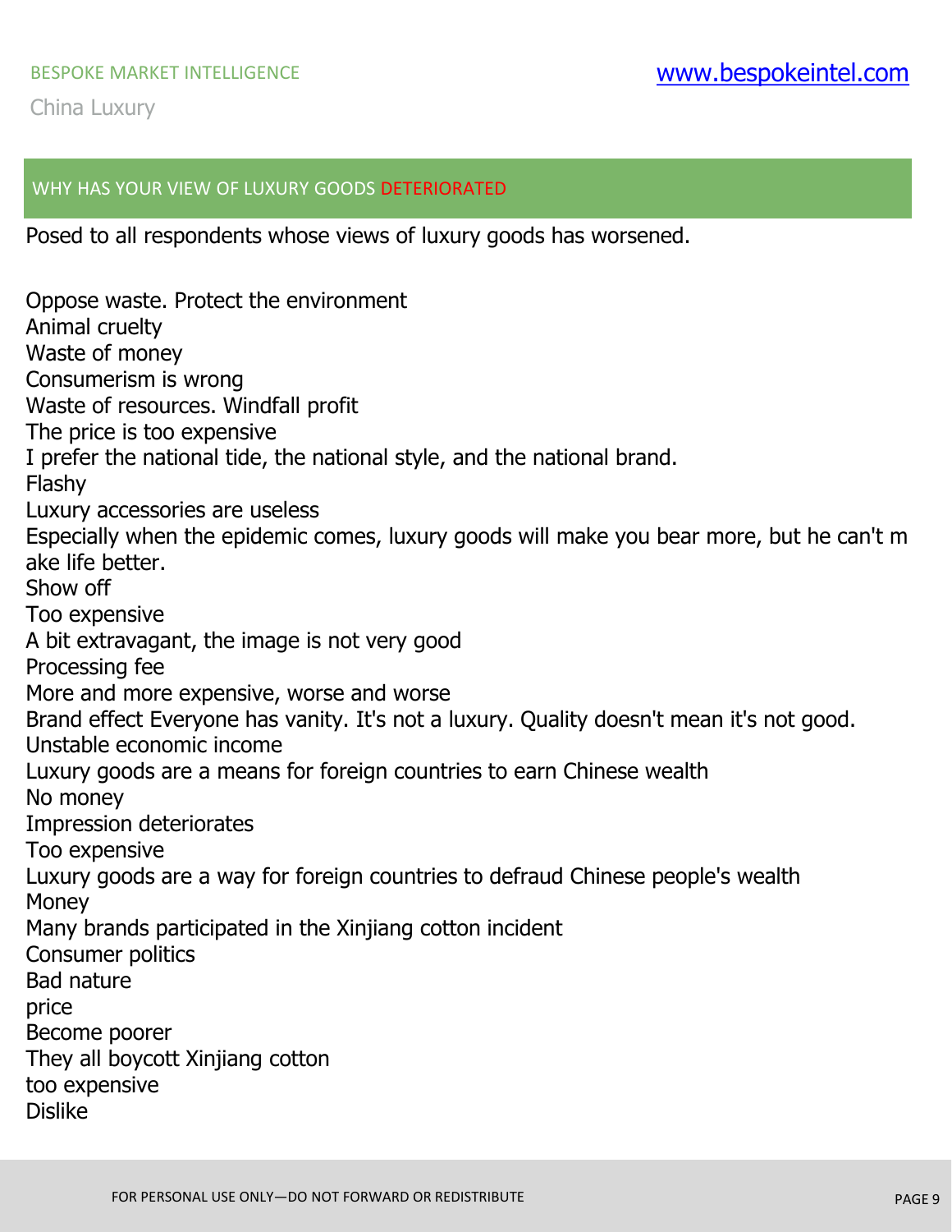## WHY HAS YOUR VIEW OF LUXURY GOODS DETERIORATED

Posed to all respondents whose views of luxury goods has worsened.

Oppose waste. Protect the environment
Animal cruelty
Waste of money
Consumerism is wrong
Waste of resources. Windfall profit
The price is too expensive
I prefer the national tide, the national style, and the national brand.
Flashy
Luxury accessories are useless
Especially when the epidemic comes, luxury goods will make you bear more, but he can't make life better.
Show off
Too expensive
A bit extravagant, the image is not very good
Processing fee
More and more expensive, worse and worse
Brand effect Everyone has vanity. It's not a luxury. Quality doesn't mean it's not good.
Unstable economic income
Luxury goods are a means for foreign countries to earn Chinese wealth
No money
Impression deteriorates
Too expensive
Luxury goods are a way for foreign countries to defraud Chinese people's wealth
Money
Many brands participated in the Xinjiang cotton incident
Consumer politics
Bad nature
price
Become poorer
They all boycott Xinjiang cotton
too expensive
Dislike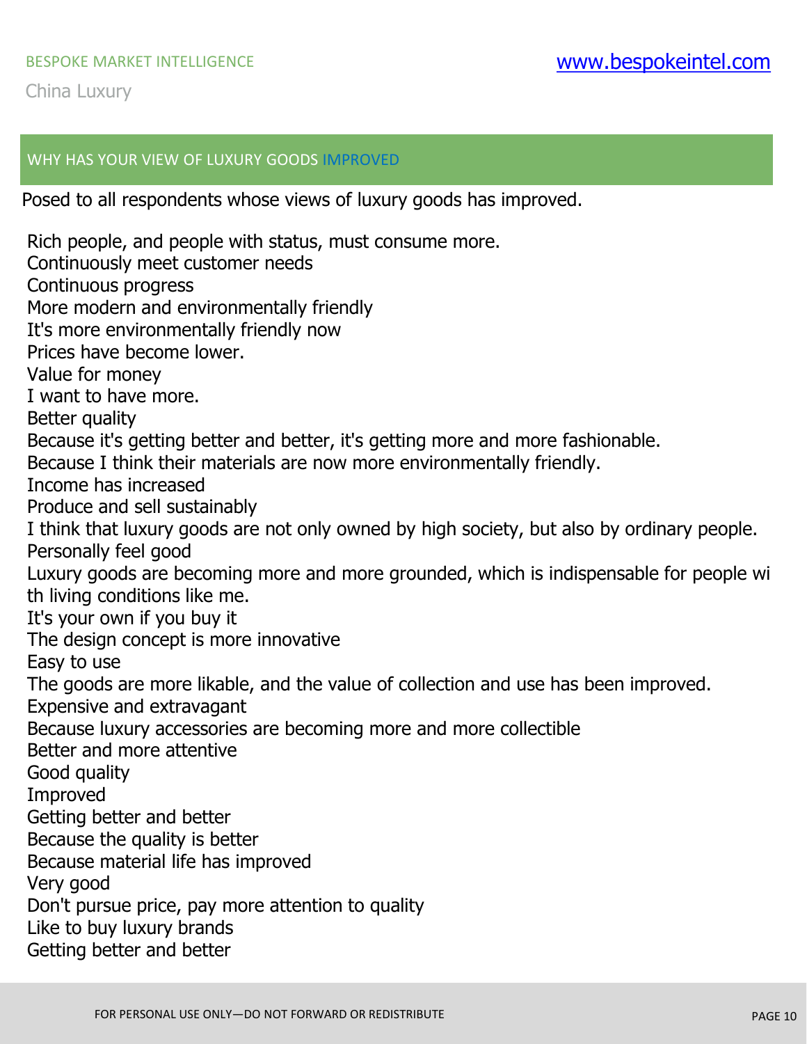## WHY HAS YOUR VIEW OF LUXURY GOODS IMPROVED

Posed to all respondents whose views of luxury goods has improved.

Rich people, and people with status, must consume more.
Continuously meet customer needs
Continuous progress
More modern and environmentally friendly
It's more environmentally friendly now
Prices have become lower.
Value for money
I want to have more.
Better quality
Because it's getting better and better, it's getting more and more fashionable.
Because I think their materials are now more environmentally friendly.
Income has increased
Produce and sell sustainably
I think that luxury goods are not only owned by high society, but also by ordinary people.
Personally feel good
Luxury goods are becoming more and more grounded, which is indispensable for people with living conditions like me.
It's your own if you buy it
The design concept is more innovative
Easy to use
The goods are more likable, and the value of collection and use has been improved.
Expensive and extravagant
Because luxury accessories are becoming more and more collectible
Better and more attentive
Good quality
Improved
Getting better and better
Because the quality is better
Because material life has improved
Very good
Don't pursue price, pay more attention to quality
Like to buy luxury brands
Getting better and better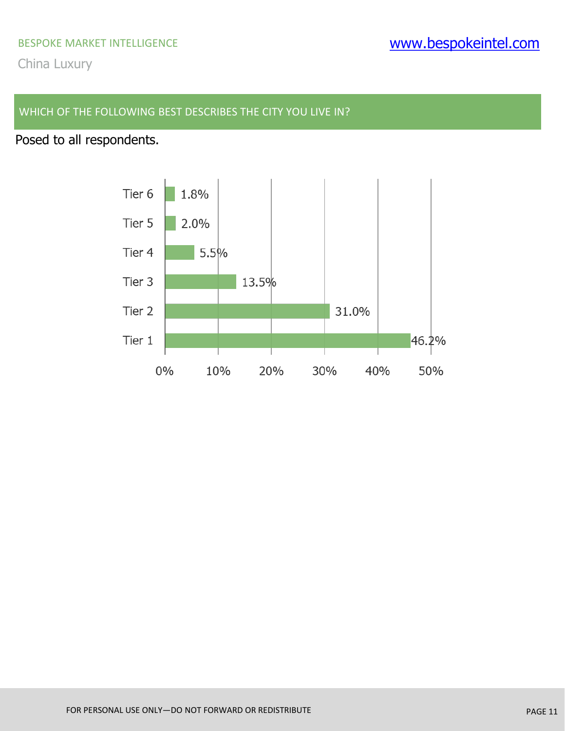## WHICH OF THE FOLLOWING BEST DESCRIBES THE CITY YOU LIVE IN?

Posed to all respondents.

Tier 6 1.8%
Tier 5 2.0%
Tier 4 5.5%
Tier 3 13.5%
Tier 2 31.0%
Tier 1 46.2%

0% 10% 20% 30% 40% 50%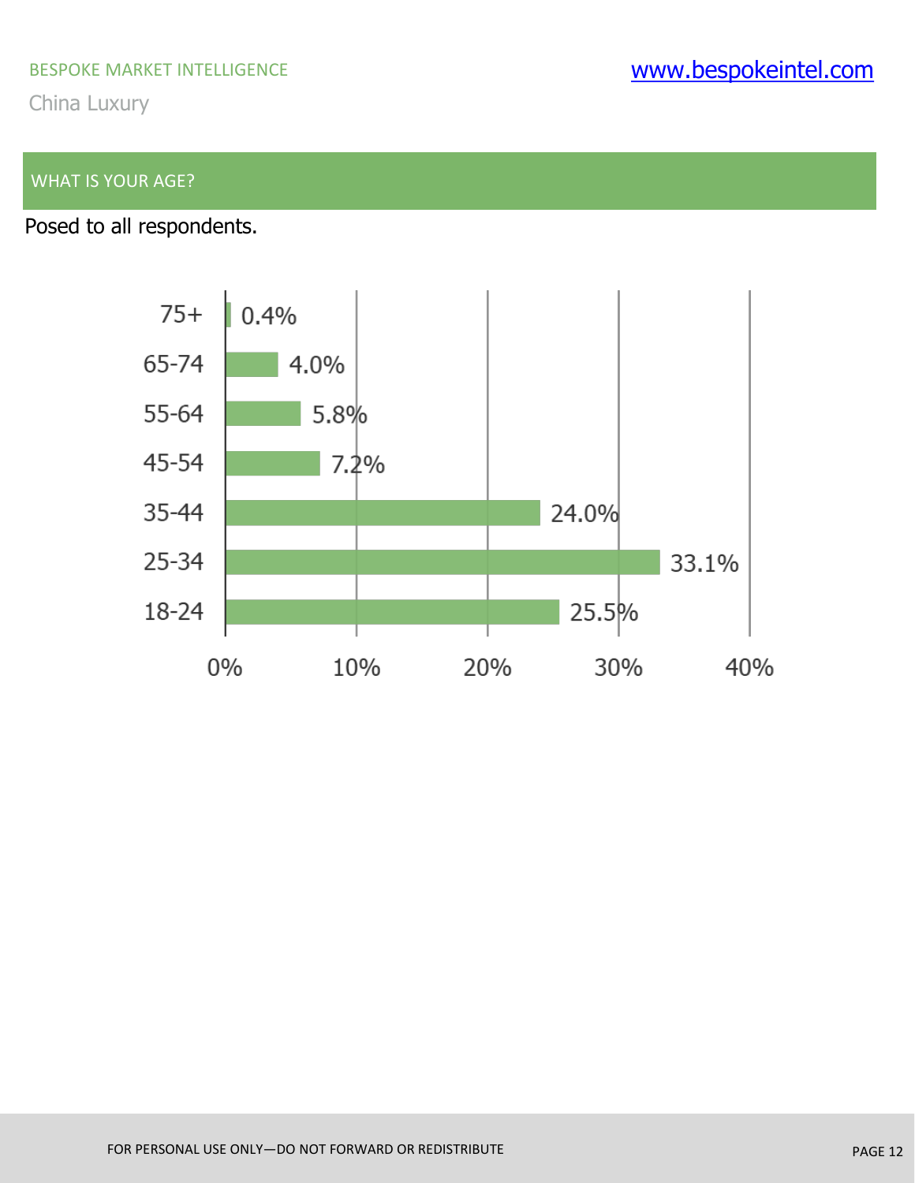## WHAT IS YOUR AGE?

Posed to all respondents.

75+ 0.4%
65-74 4.0%
55-64 5.8%
45-54 7.2%
35-44 24.0%
25-34 33.1%
18-24 25.5%

0% 10% 20% 30% 40%